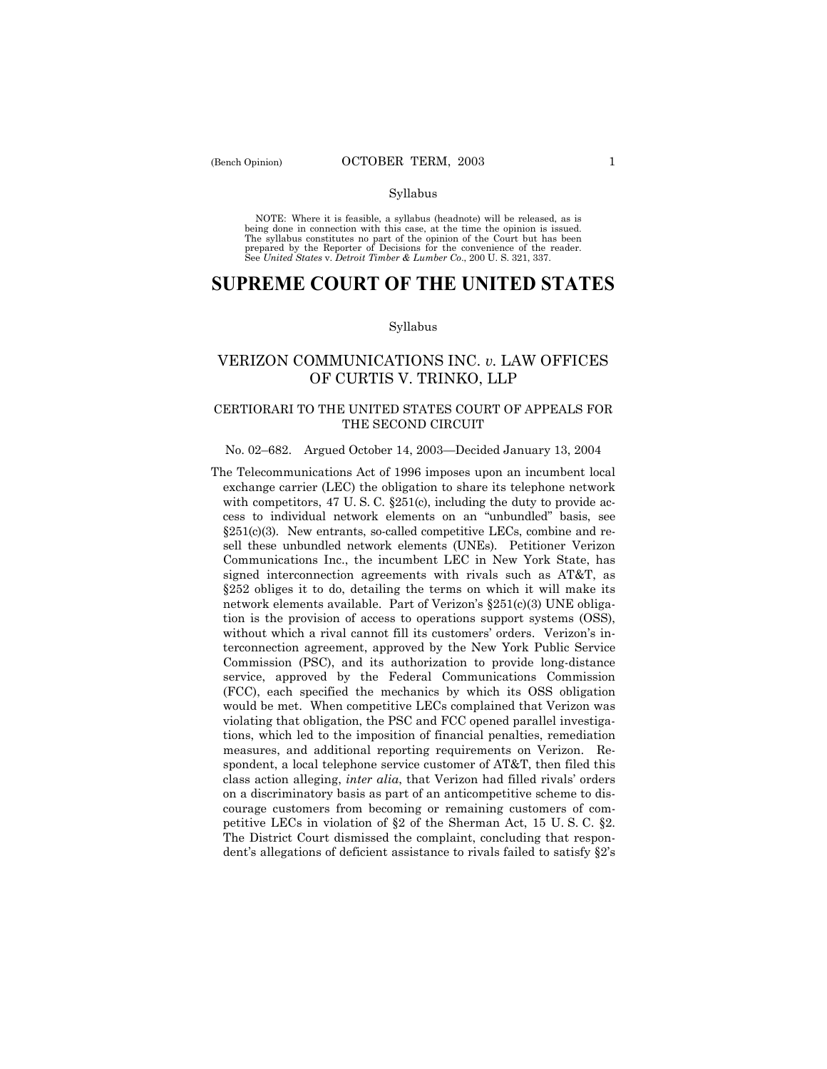NOTE: Where it is feasible, a syllabus (headnote) will be released, as is being done in connection with this case, at the time the opinion is issued. The syllabus constitutes no part of the opinion of the Court but has been prepared by the Reporter of Decisions for the convenience of the reader. See *United States* v. *Detroit Timber & Lumber Co.*, 200 U. S. 321, 337.

# SUPREME COURT OF THE UNITED STATES

Syllabus

## VERIZON COMMUNICATIONS INC. *v.* LAW OFFICES OF CURTIS V. TRINKO, LLP

### CERTIORARI TO THE UNITED STATES COURT OF APPEALS FOR THE SECOND CIRCUIT

No. 02–682. Argued October 14, 2003—Decided January 13, 2004

The Telecommunications Act of 1996 imposes upon an incumbent local exchange carrier (LEC) the obligation to share its telephone network with competitors, 47 U. S. C. §251(c), including the duty to provide access to individual network elements on an "unbundled" basis, see §251(c)(3). New entrants, so-called competitive LECs, combine and resell these unbundled network elements (UNEs). Petitioner Verizon Communications Inc., the incumbent LEC in New York State, has signed interconnection agreements with rivals such as AT&T, as §252 obliges it to do, detailing the terms on which it will make its network elements available. Part of Verizon's §251(c)(3) UNE obligation is the provision of access to operations support systems (OSS), without which a rival cannot fill its customers' orders. Verizon's interconnection agreement, approved by the New York Public Service Commission (PSC), and its authorization to provide long-distance service, approved by the Federal Communications Commission (FCC), each specified the mechanics by which its OSS obligation would be met. When competitive LECs complained that Verizon was violating that obligation, the PSC and FCC opened parallel investigations, which led to the imposition of financial penalties, remediation measures, and additional reporting requirements on Verizon. Respondent, a local telephone service customer of AT&T, then filed this class action alleging, *inter alia*, that Verizon had filled rivals' orders on a discriminatory basis as part of an anticompetitive scheme to discourage customers from becoming or remaining customers of competitive LECs in violation of §2 of the Sherman Act, 15 U. S. C. §2. The District Court dismissed the complaint, concluding that respondent's allegations of deficient assistance to rivals failed to satisfy §2's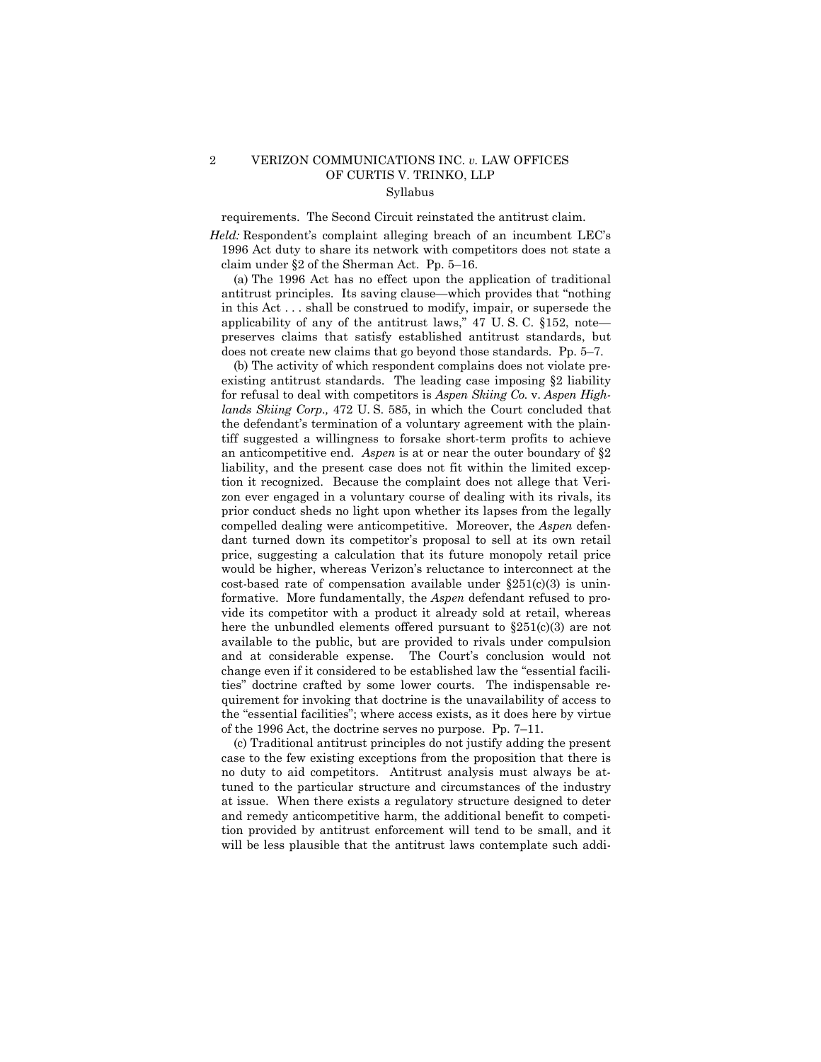requirements. The Second Circuit reinstated the antitrust claim.

*Held:* Respondent's complaint alleging breach of an incumbent LEC's 1996 Act duty to share its network with competitors does not state a claim under §2 of the Sherman Act. Pp. 5–16.

(a) The 1996 Act has no effect upon the application of traditional antitrust principles. Its saving clause—which provides that "nothing in this Act . . . shall be construed to modify, impair, or supersede the applicability of any of the antitrust laws," 47 U. S. C. §152, note—preserves claims that satisfy established antitrust standards, but does not create new claims that go beyond those standards. Pp. 5–7.

(b) The activity of which respondent complains does not violate pre-existing antitrust standards. The leading case imposing §2 liability for refusal to deal with competitors is *Aspen Skiing Co.* v. *Aspen Highlands Skiing Corp.,* 472 U. S. 585, in which the Court concluded that the defendant's termination of a voluntary agreement with the plaintiff suggested a willingness to forsake short-term profits to achieve an anticompetitive end. *Aspen* is at or near the outer boundary of §2 liability, and the present case does not fit within the limited exception it recognized. Because the complaint does not allege that Verizon ever engaged in a voluntary course of dealing with its rivals, its prior conduct sheds no light upon whether its lapses from the legally compelled dealing were anticompetitive. Moreover, the *Aspen* defendant turned down its competitor's proposal to sell at its own retail price, suggesting a calculation that its future monopoly retail price would be higher, whereas Verizon's reluctance to interconnect at the cost-based rate of compensation available under §251(c)(3) is uninformative. More fundamentally, the *Aspen* defendant refused to provide its competitor with a product it already sold at retail, whereas here the unbundled elements offered pursuant to §251(c)(3) are not available to the public, but are provided to rivals under compulsion and at considerable expense. The Court's conclusion would not change even if it considered to be established law the "essential facilities" doctrine crafted by some lower courts. The indispensable requirement for invoking that doctrine is the unavailability of access to the "essential facilities"; where access exists, as it does here by virtue of the 1996 Act, the doctrine serves no purpose. Pp. 7–11.

(c) Traditional antitrust principles do not justify adding the present case to the few existing exceptions from the proposition that there is no duty to aid competitors. Antitrust analysis must always be attuned to the particular structure and circumstances of the industry at issue. When there exists a regulatory structure designed to deter and remedy anticompetitive harm, the additional benefit to competition provided by antitrust enforcement will tend to be small, and it will be less plausible that the antitrust laws contemplate such addi-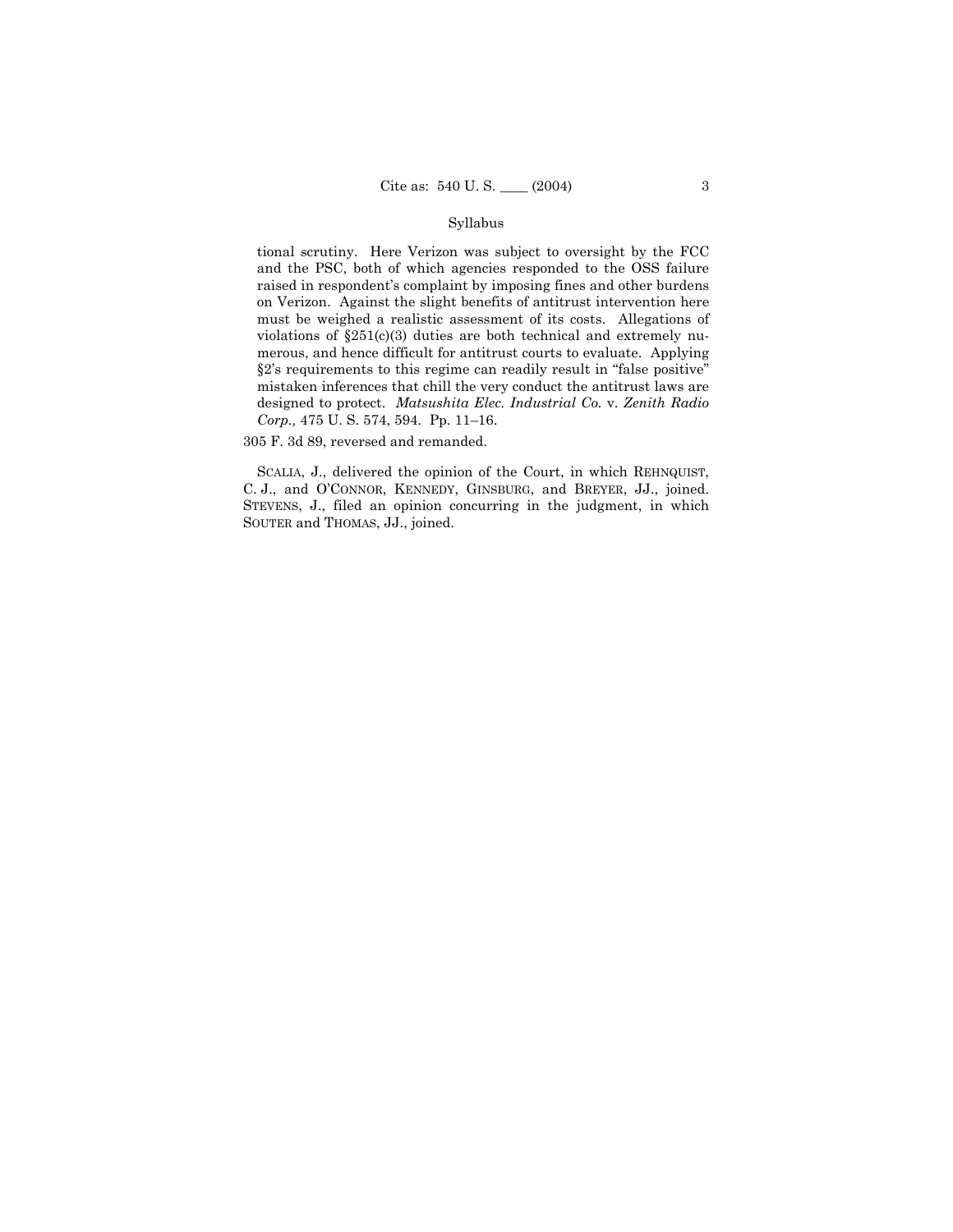tional scrutiny. Here Verizon was subject to oversight by the FCC and the PSC, both of which agencies responded to the OSS failure raised in respondent's complaint by imposing fines and other burdens on Verizon. Against the slight benefits of antitrust intervention here must be weighed a realistic assessment of its costs. Allegations of violations of §251(c)(3) duties are both technical and extremely numerous, and hence difficult for antitrust courts to evaluate. Applying §2's requirements to this regime can readily result in "false positive" mistaken inferences that chill the very conduct the antitrust laws are designed to protect. *Matsushita Elec. Industrial Co.* v. *Zenith Radio Corp.,* 475 U. S. 574, 594. Pp. 11–16.

305 F. 3d 89, reversed and remanded.

SCALIA, J., delivered the opinion of the Court, in which REHNQUIST, C. J., and O'CONNOR, KENNEDY, GINSBURG, and BREYER, JJ., joined. STEVENS, J., filed an opinion concurring in the judgment, in which SOUTER and THOMAS, JJ., joined.